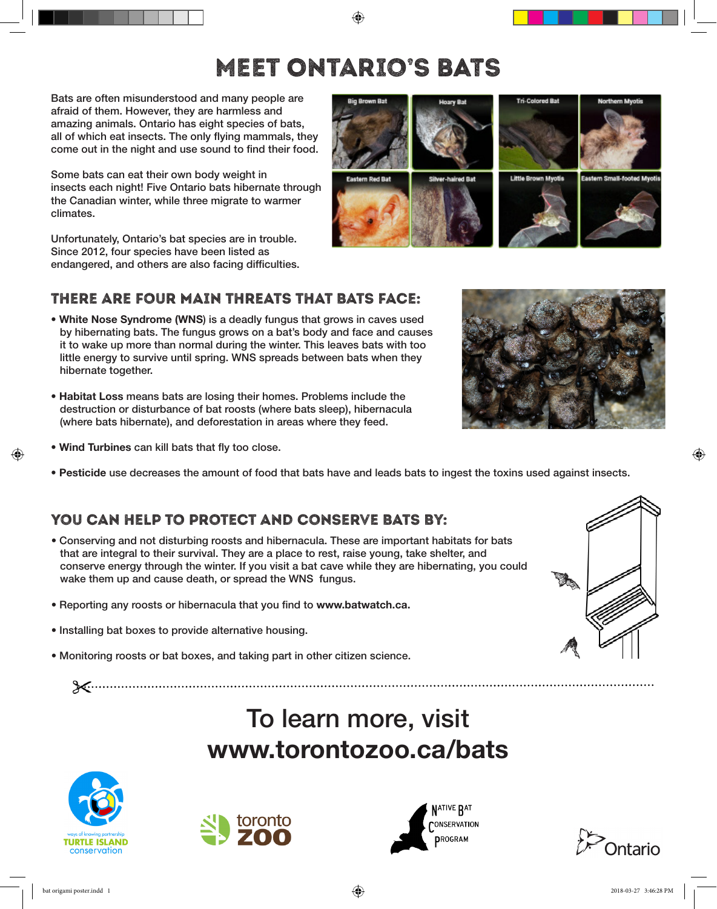# MEET ONTARIO'S BATS

Bats are often misunderstood and many people are afraid of them. However, they are harmless and amazing animals. Ontario has eight species of bats, all of which eat insects. The only flying mammals, they come out in the night and use sound to find their food.

Some bats can eat their own body weight in insects each night! Five Ontario bats hibernate through the Canadian winter, while three migrate to warmer climates.

Unfortunately, Ontario's bat species are in trouble. Since 2012, four species have been listed as endangered, and others are also facing difficulties.

Big Brown Bat | Hoary Bat | Tri-Colored Bat | Northern Myotis | Eastern Red Bat | Silver-haired Bat | Little Brown Myotis | Eastern Small-footed Myotis

## THERE ARE FOUR MAIN THREATS THAT BATS FACE:

- **White Nose Syndrome (WNS)** is a deadly fungus that grows in caves used by hibernating bats. The fungus grows on a bat's body and face and causes it to wake up more than normal during the winter. This leaves bats with too little energy to survive until spring. WNS spreads between bats when they hibernate together.
- **Habitat Loss** means bats are losing their homes. Problems include the destruction or disturbance of bat roosts (where bats sleep), hibernacula (where bats hibernate), and deforestation in areas where they feed.
- **Wind Turbines** can kill bats that fly too close.
- **Pesticide** use decreases the amount of food that bats have and leads bats to ingest the toxins used against insects.

## YOU CAN HELP TO PROTECT AND CONSERVE BATS BY:

- Conserving and not disturbing roosts and hibernacula. These are important habitats for bats that are integral to their survival. They are a place to rest, raise young, take shelter, and conserve energy through the winter. If you visit a bat cave while they are hibernating, you could wake them up and cause death, or spread the WNS fungus.
- Reporting any roosts or hibernacula that you find to **www.batwatch.ca.**
- Installing bat boxes to provide alternative housing.
- Monitoring roosts or bat boxes, and taking part in other citizen science.

To learn more, visit
**www.torontozoo.ca/bats**

ways of knowing partnership TURTLE ISLAND conservation | toronto zoo | NATIVE BAT CONSERVATION PROGRAM | Ontario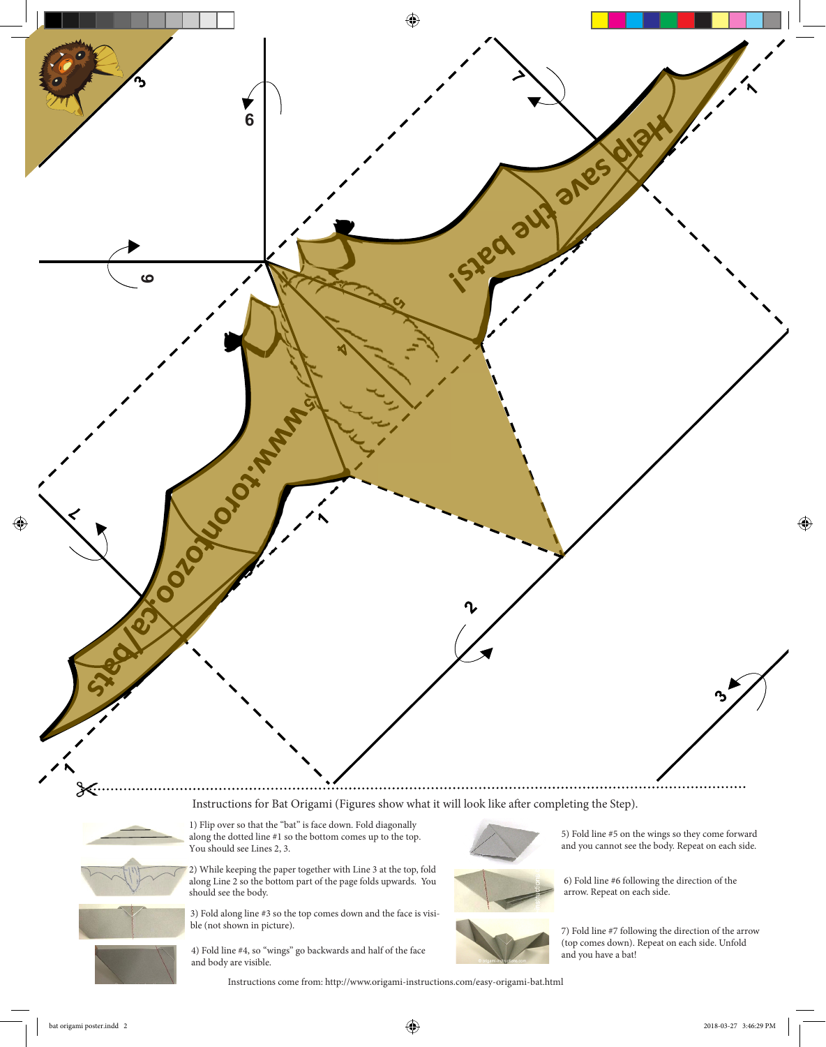Help save the bats!

www.torontozoo.ca/bats

Instructions for Bat Origami (Figures show what it will look like after completing the Step).

1) Flip over so that the "bat" is face down. Fold diagonally along the dotted line #1 so the bottom comes up to the top. You should see Lines 2, 3.

2) While keeping the paper together with Line 3 at the top, fold along Line 2 so the bottom part of the page folds upwards. You should see the body.

3) Fold along line #3 so the top comes down and the face is visible (not shown in picture).

4) Fold line #4, so "wings" go backwards and half of the face and body are visible.

5) Fold line #5 on the wings so they come forward and you cannot see the body. Repeat on each side.

6) Fold line #6 following the direction of the arrow. Repeat on each side.

7) Fold line #7 following the direction of the arrow (top comes down). Repeat on each side. Unfold and you have a bat!

Instructions come from: http://www.origami-instructions.com/easy-origami-bat.html